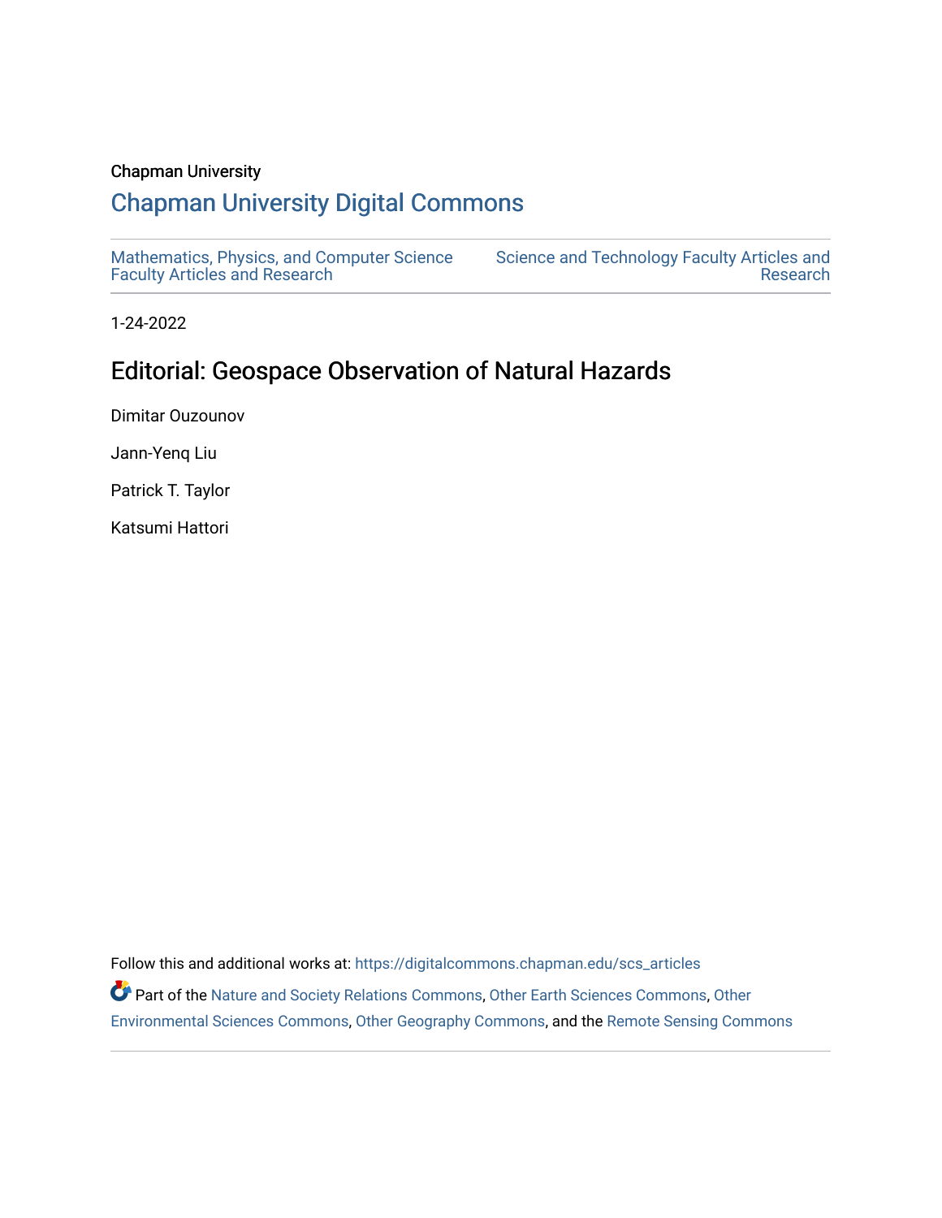Chapman University

# Chapman University Digital Commons

Mathematics, Physics, and Computer Science Faculty Articles and Research

Science and Technology Faculty Articles and Research

1-24-2022

## Editorial: Geospace Observation of Natural Hazards

Dimitar Ouzounov

Jann-Yenq Liu

Patrick T. Taylor

Katsumi Hattori

Follow this and additional works at: https://digitalcommons.chapman.edu/scs_articles

Part of the Nature and Society Relations Commons, Other Earth Sciences Commons, Other Environmental Sciences Commons, Other Geography Commons, and the Remote Sensing Commons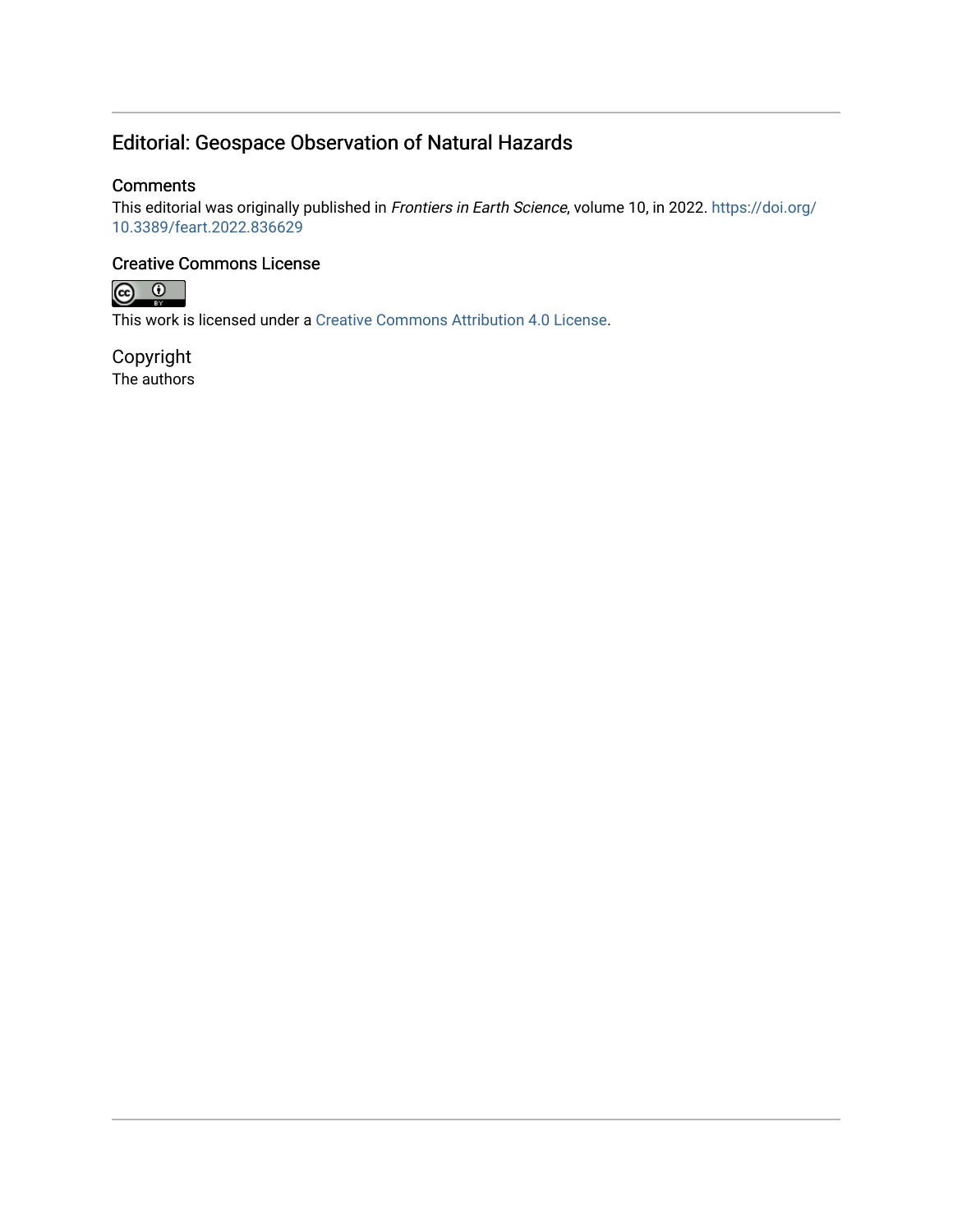# Editorial: Geospace Observation of Natural Hazards

## Comments

This editorial was originally published in *Frontiers in Earth Science*, volume 10, in 2022. https://doi.org/10.3389/feart.2022.836629

## Creative Commons License

This work is licensed under a Creative Commons Attribution 4.0 License.

## Copyright

The authors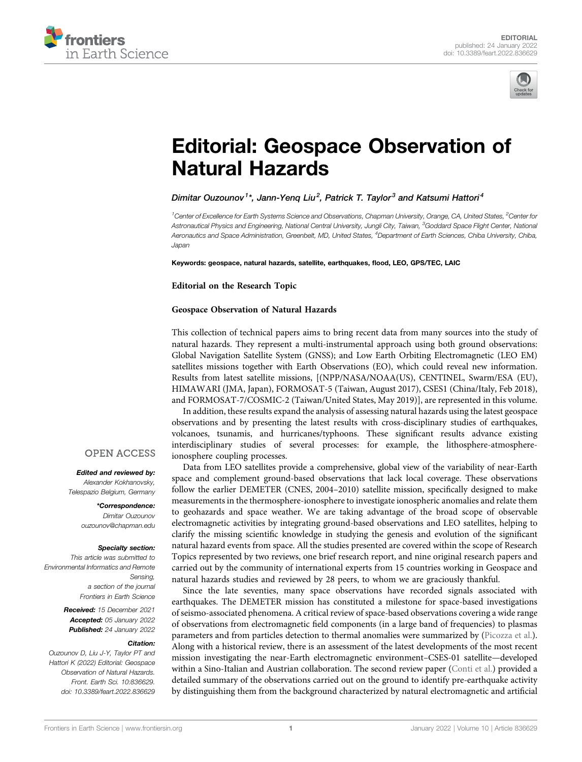# Editorial: Geospace Observation of Natural Hazards

*Dimitar Ouzounov[1]*, Jann-Yenq Liu[2], Patrick T. Taylor[3] and Katsumi Hattori[4]*

[1]Center of Excellence for Earth Systems Science and Observations, Chapman University, Orange, CA, United States, [2]Center for Astronautical Physics and Engineering, National Central University, Jungli City, Taiwan, [3]Goddard Space Flight Center, National Aeronautics and Space Administration, Greenbelt, MD, United States, [4]Department of Earth Sciences, Chiba University, Chiba, Japan

**Keywords: geospace, natural hazards, satellite, earthquakes, flood, LEO, GPS/TEC, LAIC**

**Editorial on the Research Topic**

**Geospace Observation of Natural Hazards**

OPEN ACCESS

***Edited and reviewed by:***
*Alexander Kokhanovsky, Telespazio Belgium, Germany*

***\*Correspondence:***
*Dimitar Ouzounov*
*ouzounov@chapman.edu*

***Specialty section:***
*This article was submitted to Environmental Informatics and Remote Sensing, a section of the journal Frontiers in Earth Science*

***Received:*** *15 December 2021*
***Accepted:*** *05 January 2022*
***Published:*** *24 January 2022*

***Citation:***
*Ouzounov D, Liu J-Y, Taylor PT and Hattori K (2022) Editorial: Geospace Observation of Natural Hazards. Front. Earth Sci. 10:836629. doi: 10.3389/feart.2022.836629*

This collection of technical papers aims to bring recent data from many sources into the study of natural hazards. They represent a multi-instrumental approach using both ground observations: Global Navigation Satellite System (GNSS); and Low Earth Orbiting Electromagnetic (LEO EM) satellites missions together with Earth Observations (EO), which could reveal new information. Results from latest satellite missions, [(NPP/NASA/NOAA(US), CENTINEL, Swarm/ESA (EU), HIMAWARI (JMA, Japan), FORMOSAT-5 (Taiwan, August 2017), CSES1 (China/Italy, Feb 2018), and FORMOSAT-7/COSMIC-2 (Taiwan/United States, May 2019)], are represented in this volume.

In addition, these results expand the analysis of assessing natural hazards using the latest geospace observations and by presenting the latest results with cross-disciplinary studies of earthquakes, volcanoes, tsunamis, and hurricanes/typhoons. These significant results advance existing interdisciplinary studies of several processes: for example, the lithosphere-atmosphere-ionosphere coupling processes.

Data from LEO satellites provide a comprehensive, global view of the variability of near-Earth space and complement ground-based observations that lack local coverage. These observations follow the earlier DEMETER (CNES, 2004–2010) satellite mission, specifically designed to make measurements in the thermosphere-ionosphere to investigate ionospheric anomalies and relate them to geohazards and space weather. We are taking advantage of the broad scope of observable electromagnetic activities by integrating ground-based observations and LEO satellites, helping to clarify the missing scientific knowledge in studying the genesis and evolution of the significant natural hazard events from space. All the studies presented are covered within the scope of Research Topics represented by two reviews, one brief research report, and nine original research papers and carried out by the community of international experts from 15 countries working in Geospace and natural hazards studies and reviewed by 28 peers, to whom we are graciously thankful.

Since the late seventies, many space observations have recorded signals associated with earthquakes. The DEMETER mission has constituted a milestone for space-based investigations of seismo-associated phenomena. A critical review of space-based observations covering a wide range of observations from electromagnetic field components (in a large band of frequencies) to plasmas parameters and from particles detection to thermal anomalies were summarized by (Picozza et al.). Along with a historical review, there is an assessment of the latest developments of the most recent mission investigating the near-Earth electromagnetic environment–CSES-01 satellite—developed within a Sino-Italian and Austrian collaboration. The second review paper (Conti et al.) provided a detailed summary of the observations carried out on the ground to identify pre-earthquake activity by distinguishing them from the background characterized by natural electromagnetic and artificial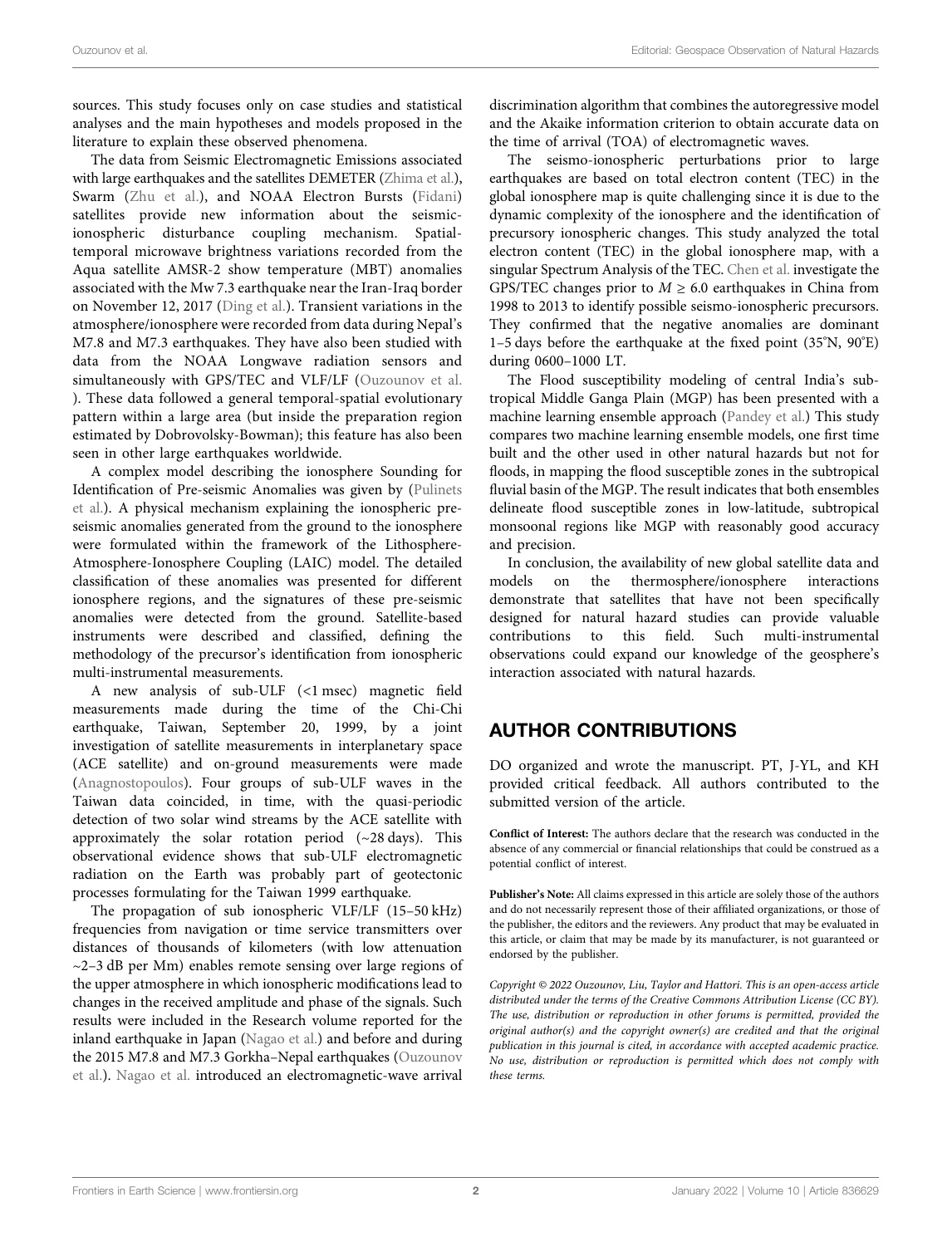sources. This study focuses only on case studies and statistical analyses and the main hypotheses and models proposed in the literature to explain these observed phenomena.

The data from Seismic Electromagnetic Emissions associated with large earthquakes and the satellites DEMETER (Zhima et al.), Swarm (Zhu et al.), and NOAA Electron Bursts (Fidani) satellites provide new information about the seismic-ionospheric disturbance coupling mechanism. Spatial-temporal microwave brightness variations recorded from the Aqua satellite AMSR-2 show temperature (MBT) anomalies associated with the Mw 7.3 earthquake near the Iran-Iraq border on November 12, 2017 (Ding et al.). Transient variations in the atmosphere/ionosphere were recorded from data during Nepal's M7.8 and M7.3 earthquakes. They have also been studied with data from the NOAA Longwave radiation sensors and simultaneously with GPS/TEC and VLF/LF (Ouzounov et al. ). These data followed a general temporal-spatial evolutionary pattern within a large area (but inside the preparation region estimated by Dobrovolsky-Bowman); this feature has also been seen in other large earthquakes worldwide.

A complex model describing the ionosphere Sounding for Identification of Pre-seismic Anomalies was given by (Pulinets et al.). A physical mechanism explaining the ionospheric pre-seismic anomalies generated from the ground to the ionosphere were formulated within the framework of the Lithosphere-Atmosphere-Ionosphere Coupling (LAIC) model. The detailed classification of these anomalies was presented for different ionosphere regions, and the signatures of these pre-seismic anomalies were detected from the ground. Satellite-based instruments were described and classified, defining the methodology of the precursor's identification from ionospheric multi-instrumental measurements.

A new analysis of sub-ULF (<1 msec) magnetic field measurements made during the time of the Chi-Chi earthquake, Taiwan, September 20, 1999, by a joint investigation of satellite measurements in interplanetary space (ACE satellite) and on-ground measurements were made (Anagnostopoulos). Four groups of sub-ULF waves in the Taiwan data coincided, in time, with the quasi-periodic detection of two solar wind streams by the ACE satellite with approximately the solar rotation period (~28 days). This observational evidence shows that sub-ULF electromagnetic radiation on the Earth was probably part of geotectonic processes formulating for the Taiwan 1999 earthquake.

The propagation of sub ionospheric VLF/LF (15–50 kHz) frequencies from navigation or time service transmitters over distances of thousands of kilometers (with low attenuation ~2–3 dB per Mm) enables remote sensing over large regions of the upper atmosphere in which ionospheric modifications lead to changes in the received amplitude and phase of the signals. Such results were included in the Research volume reported for the inland earthquake in Japan (Nagao et al.) and before and during the 2015 M7.8 and M7.3 Gorkha–Nepal earthquakes (Ouzounov et al.). Nagao et al. introduced an electromagnetic-wave arrival discrimination algorithm that combines the autoregressive model and the Akaike information criterion to obtain accurate data on the time of arrival (TOA) of electromagnetic waves.

The seismo-ionospheric perturbations prior to large earthquakes are based on total electron content (TEC) in the global ionosphere map is quite challenging since it is due to the dynamic complexity of the ionosphere and the identification of precursory ionospheric changes. This study analyzed the total electron content (TEC) in the global ionosphere map, with a singular Spectrum Analysis of the TEC. Chen et al. investigate the GPS/TEC changes prior to $M \geq 6.0$ earthquakes in China from 1998 to 2013 to identify possible seismo-ionospheric precursors. They confirmed that the negative anomalies are dominant 1–5 days before the earthquake at the fixed point (35°N, 90°E) during 0600–1000 LT.

The Flood susceptibility modeling of central India's sub-tropical Middle Ganga Plain (MGP) has been presented with a machine learning ensemble approach (Pandey et al.) This study compares two machine learning ensemble models, one first time built and the other used in other natural hazards but not for floods, in mapping the flood susceptible zones in the subtropical fluvial basin of the MGP. The result indicates that both ensembles delineate flood susceptible zones in low-latitude, subtropical monsoonal regions like MGP with reasonably good accuracy and precision.

In conclusion, the availability of new global satellite data and models on the thermosphere/ionosphere interactions demonstrate that satellites that have not been specifically designed for natural hazard studies can provide valuable contributions to this field. Such multi-instrumental observations could expand our knowledge of the geosphere's interaction associated with natural hazards.

## AUTHOR CONTRIBUTIONS

DO organized and wrote the manuscript. PT, J-YL, and KH provided critical feedback. All authors contributed to the submitted version of the article.

**Conflict of Interest:** The authors declare that the research was conducted in the absence of any commercial or financial relationships that could be construed as a potential conflict of interest.

**Publisher's Note:** All claims expressed in this article are solely those of the authors and do not necessarily represent those of their affiliated organizations, or those of the publisher, the editors and the reviewers. Any product that may be evaluated in this article, or claim that may be made by its manufacturer, is not guaranteed or endorsed by the publisher.

*Copyright © 2022 Ouzounov, Liu, Taylor and Hattori. This is an open-access article distributed under the terms of the Creative Commons Attribution License (CC BY). The use, distribution or reproduction in other forums is permitted, provided the original author(s) and the copyright owner(s) are credited and that the original publication in this journal is cited, in accordance with accepted academic practice. No use, distribution or reproduction is permitted which does not comply with these terms.*